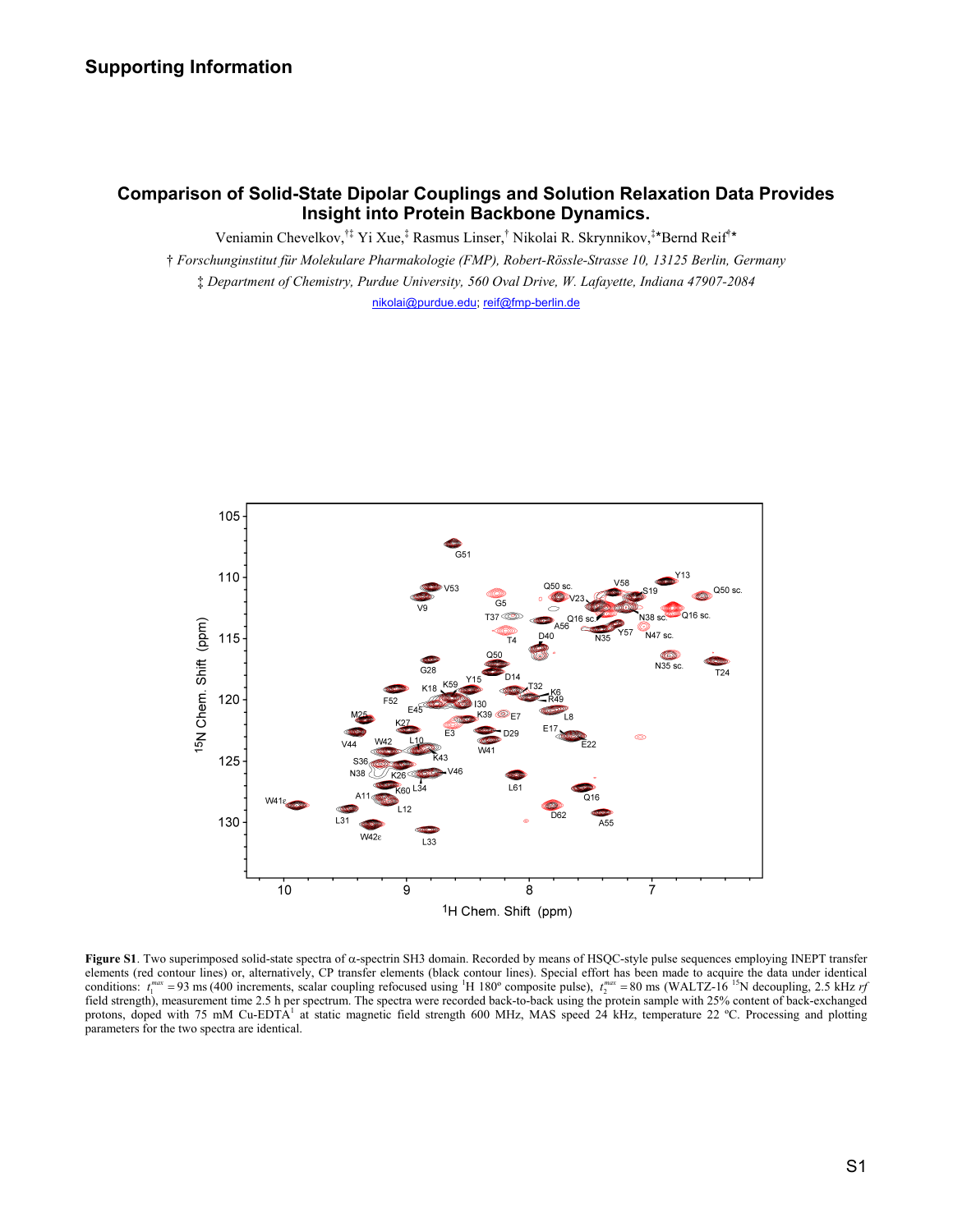# Supporting Information

## Comparison of Solid-State Dipolar Couplings and Solution Relaxation Data Provides Insight into Protein Backbone Dynamics.

Veniamin Chevelkov,[†‡] Yi Xue,[‡] Rasmus Linser,[†] Nikolai R. Skrynnikov,[‡]*Bernd Reif[†]*

† *Forschunginstitut für Molekulare Pharmakologie (FMP), Robert-Rössle-Strasse 10, 13125 Berlin, Germany*

‡ *Department of Chemistry, Purdue University, 560 Oval Drive, W. Lafayette, Indiana 47907-2084*

nikolai@purdue.edu; reif@fmp-berlin.de

**Figure S1**. Two superimposed solid-state spectra of α-spectrin SH3 domain. Recorded by means of HSQC-style pulse sequences employing INEPT transfer elements (red contour lines) or, alternatively, CP transfer elements (black contour lines). Special effort has been made to acquire the data under identical conditions: $t_1^{max} = 93$ ms (400 increments, scalar coupling refocused using $^{1}$H 180º composite pulse), $t_2^{max} = 80$ ms (WALTZ-16 $^{15}$N decoupling, 2.5 kHz *rf* field strength), measurement time 2.5 h per spectrum. The spectra were recorded back-to-back using the protein sample with 25% content of back-exchanged protons, doped with 75 mM Cu-EDTA[1] at static magnetic field strength 600 MHz, MAS speed 24 kHz, temperature 22 ºC. Processing and plotting parameters for the two spectra are identical.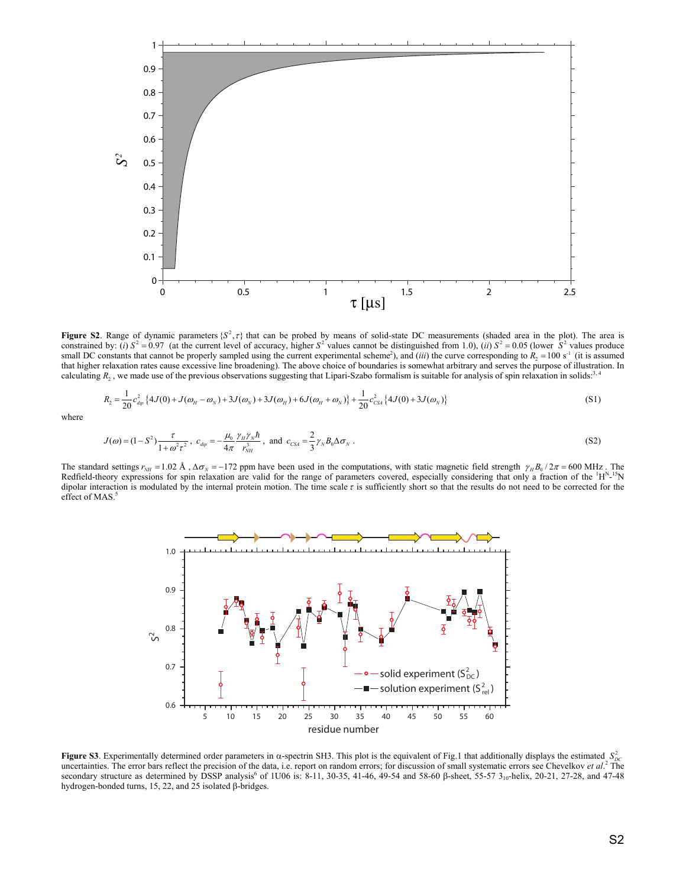**Figure S2**. Range of dynamic parameters $\{S^2, \tau\}$ that can be probed by means of solid-state DC measurements (shaded area in the plot). The area is constrained by: (*i*) $S^2 = 0.97$ (at the current level of accuracy, higher $S^2$ values cannot be distinguished from 1.0), (*ii*) $S^2 = 0.05$ (lower $S^2$ values produce small DC constants that cannot be properly sampled using the current experimental scheme[2]), and (*iii*) the curve corresponding to $R_2 = 100\ \mathrm{s}^{-1}$ (it is assumed that higher relaxation rates cause excessive line broadening). The above choice of boundaries is somewhat arbitrary and serves the purpose of illustration. In calculating $R_2$, we made use of the previous observations suggesting that Lipari-Szabo formalism is suitable for analysis of spin relaxation in solids:[3,4]

$$R_2 = \frac{1}{20} c_{dip}^2 \{4J(0) + J(\omega_H - \omega_N) + 3J(\omega_N) + 3J(\omega_H) + 6J(\omega_H + \omega_N)\} + \frac{1}{20} c_{CSA}^2 \{4J(0) + 3J(\omega_N)\} \tag{S1}$$

where

$$J(\omega) = (1 - S^2)\frac{\tau}{1 + \omega^2 \tau^2}, \quad c_{dip} = -\frac{\mu_0}{4\pi}\frac{\gamma_H \gamma_N \hbar}{r_{NH}^3}, \text{ and } c_{CSA} = \frac{2}{3}\gamma_N B_0 \Delta\sigma_N . \tag{S2}$$

The standard settings $r_{NH} = 1.02$ Å, $\Delta\sigma_N = -172$ ppm have been used in the computations, with static magnetic field strength $\gamma_H B_0 / 2\pi = 600$ MHz. The Redfield-theory expressions for spin relaxation are valid for the range of parameters covered, especially considering that only a fraction of the $^1$H$^N$-$^{15}$N dipolar interaction is modulated by the internal protein motion. The time scale $\tau$ is sufficiently short so that the results do not need to be corrected for the effect of MAS.[5]

**Figure S3**. Experimentally determined order parameters in α-spectrin SH3. This plot is the equivalent of Fig.1 that additionally displays the estimated $S_{DC}^2$ uncertainties. The error bars reflect the precision of the data, i.e. report on random errors; for discussion of small systematic errors see Chevelkov *et al*.[2] The secondary structure as determined by DSSP analysis[6] of 1U06 is: 8-11, 30-35, 41-46, 49-54 and 58-60 β-sheet, 55-57 $3_{10}$-helix, 20-21, 27-28, and 47-48 hydrogen-bonded turns, 15, 22, and 25 isolated β-bridges.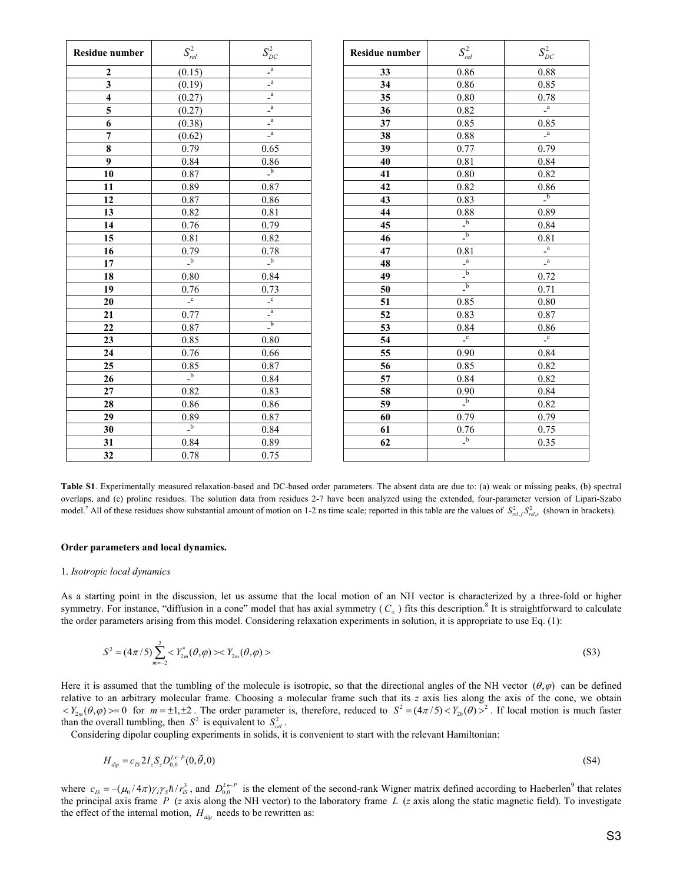| Residue number | $S^2_{rel}$ | $S^2_{DC}$ |
|---|---|---|
| 2 | (0.15) | -[a] |
| 3 | (0.19) | -[a] |
| 4 | (0.27) | -[a] |
| 5 | (0.27) | -[a] |
| 6 | (0.38) | -[a] |
| 7 | (0.62) | -[a] |
| 8 | 0.79 | 0.65 |
| 9 | 0.84 | 0.86 |
| 10 | 0.87 | -[b] |
| 11 | 0.89 | 0.87 |
| 12 | 0.87 | 0.86 |
| 13 | 0.82 | 0.81 |
| 14 | 0.76 | 0.79 |
| 15 | 0.81 | 0.82 |
| 16 | 0.79 | 0.78 |
| 17 | -[b] | -[b] |
| 18 | 0.80 | 0.84 |
| 19 | 0.76 | 0.73 |
| 20 | -[c] | -[c] |
| 21 | 0.77 | -[a] |
| 22 | 0.87 | -[b] |
| 23 | 0.85 | 0.80 |
| 24 | 0.76 | 0.66 |
| 25 | 0.85 | 0.87 |
| 26 | -[b] | 0.84 |
| 27 | 0.82 | 0.83 |
| 28 | 0.86 | 0.86 |
| 29 | 0.89 | 0.87 |
| 30 | -[b] | 0.84 |
| 31 | 0.84 | 0.89 |
| 32 | 0.78 | 0.75 |
| 33 | 0.86 | 0.88 |
| 34 | 0.86 | 0.85 |
| 35 | 0.80 | 0.78 |
| 36 | 0.82 | -[a] |
| 37 | 0.85 | 0.85 |
| 38 | 0.88 | -[a] |
| 39 | 0.77 | 0.79 |
| 40 | 0.81 | 0.84 |
| 41 | 0.80 | 0.82 |
| 42 | 0.82 | 0.86 |
| 43 | 0.83 | -[b] |
| 44 | 0.88 | 0.89 |
| 45 | -[b] | 0.84 |
| 46 | -[b] | 0.81 |
| 47 | 0.81 | -[a] |
| 48 | -[a] | -[a] |
| 49 | -[b] | 0.72 |
| 50 | -[b] | 0.71 |
| 51 | 0.85 | 0.80 |
| 52 | 0.83 | 0.87 |
| 53 | 0.84 | 0.86 |
| 54 | -[c] | -[c] |
| 55 | 0.90 | 0.84 |
| 56 | 0.85 | 0.82 |
| 57 | 0.84 | 0.82 |
| 58 | 0.90 | 0.84 |
| 59 | -[b] | 0.82 |
| 60 | 0.79 | 0.79 |
| 61 | 0.76 | 0.75 |
| 62 | -[b] | 0.35 |

**Table S1**. Experimentally measured relaxation-based and DC-based order parameters. The absent data are due to: (a) weak or missing peaks, (b) spectral overlaps, and (c) proline residues. The solution data from residues 2-7 have been analyzed using the extended, four-parameter version of Lipari-Szabo model.[7] All of these residues show substantial amount of motion on 1-2 ns time scale; reported in this table are the values of $S^2_{rel,f}S^2_{rel,s}$ (shown in brackets).

**Order parameters and local dynamics.**

1. *Isotropic local dynamics*

As a starting point in the discussion, let us assume that the local motion of an NH vector is characterized by a three-fold or higher symmetry. For instance, "diffusion in a cone" model that has axial symmetry ($C_\infty$) fits this description.[8] It is straightforward to calculate the order parameters arising from this model. Considering relaxation experiments in solution, it is appropriate to use Eq. (1):

$$S^2 = (4\pi/5)\sum_{m=-2}^{2} < Y^*_{2m}(\theta,\varphi) >< Y_{2m}(\theta,\varphi) > \tag{S3}$$

Here it is assumed that the tumbling of the molecule is isotropic, so that the directional angles of the NH vector $(\theta,\varphi)$ can be defined relative to an arbitrary molecular frame. Choosing a molecular frame such that its $z$ axis lies along the axis of the cone, we obtain $< Y_{2m}(\theta,\varphi) >= 0$ for $m = \pm1, \pm2$. The order parameter is, therefore, reduced to $S^2 = (4\pi/5) < Y_{20}(\theta) >^2$. If local motion is much faster than the overall tumbling, then $S^2$ is equivalent to $S^2_{rel}$.

Considering dipolar coupling experiments in solids, it is convenient to start with the relevant Hamiltonian:

$$H_{dip} = c_{IS}\, 2I_zS_z D^{L\leftarrow P}_{0,0}(0,\tilde{\theta},0) \tag{S4}$$

where $c_{IS} = -(\mu_0/4\pi)\gamma_I\gamma_S\hbar/r^3_{IS}$, and $D^{L\leftarrow P}_{0,0}$ is the element of the second-rank Wigner matrix defined according to Haeberlen[9] that relates the principal axis frame $P$ ($z$ axis along the NH vector) to the laboratory frame $L$ ($z$ axis along the static magnetic field). To investigate the effect of the internal motion, $H_{dip}$ needs to be rewritten as: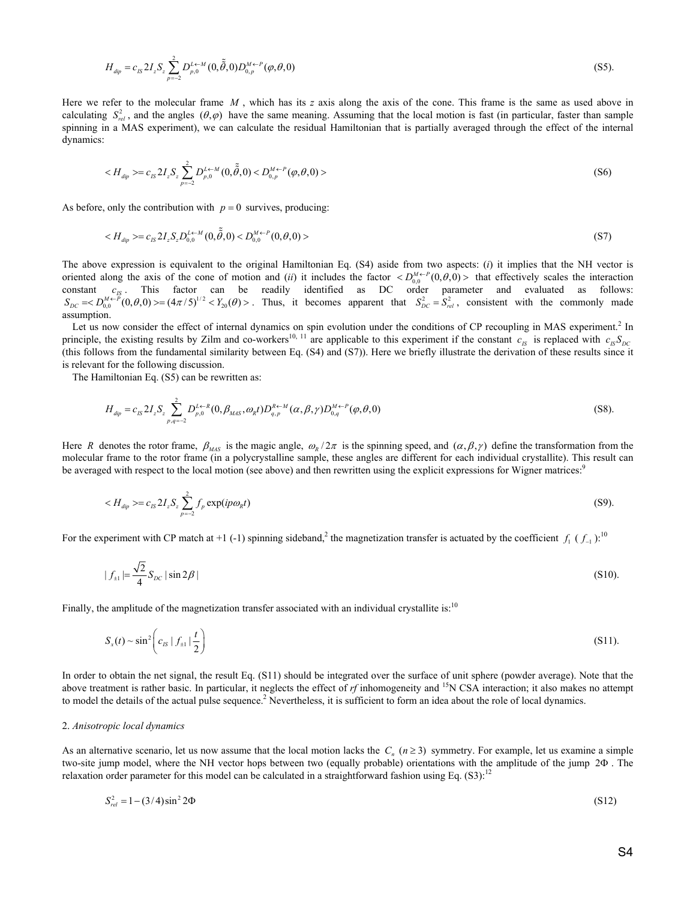$$H_{dip} = c_{IS} 2I_z S_z \sum_{p=-2}^{2} D_{p,0}^{L \leftarrow M}(0,\tilde{\tilde{\theta}},0) D_{0,p}^{M \leftarrow P}(\varphi,\theta,0) \quad \text{(S5)}.$$

Here we refer to the molecular frame $M$, which has its $z$ axis along the axis of the cone. This frame is the same as used above in calculating $S_{rel}^2$, and the angles $(\theta,\varphi)$ have the same meaning. Assuming that the local motion is fast (in particular, faster than sample spinning in a MAS experiment), we can calculate the residual Hamiltonian that is partially averaged through the effect of the internal dynamics:

$$< H_{dip} >= c_{IS} 2I_z S_z \sum_{p=-2}^{2} D_{p,0}^{L \leftarrow M}(0,\tilde{\tilde{\theta}},0) < D_{0,p}^{M \leftarrow P}(\varphi,\theta,0) > \quad \text{(S6)}$$

As before, only the contribution with $p = 0$ survives, producing:

$$< H_{dip} >= c_{IS} 2I_z S_z D_{0,0}^{L \leftarrow M}(0,\tilde{\tilde{\theta}},0) < D_{0,0}^{M \leftarrow P}(0,\theta,0) > \quad \text{(S7)}$$

The above expression is equivalent to the original Hamiltonian Eq. (S4) aside from two aspects: (*i*) it implies that the NH vector is oriented along the axis of the cone of motion and (*ii*) it includes the factor $< D_{0,0}^{M \leftarrow P}(0,\theta,0) >$ that effectively scales the interaction constant $c_{IS}$. This factor can be readily identified as DC order parameter and evaluated as follows: $S_{DC} =< D_{0,0}^{M \leftarrow P}(0,\theta,0) >= (4\pi/5)^{1/2} < Y_{20}(\theta) >$. Thus, it becomes apparent that $S_{DC}^2 = S_{rel}^2$, consistent with the commonly made assumption.

Let us now consider the effect of internal dynamics on spin evolution under the conditions of CP recoupling in MAS experiment.[2] In principle, the existing results by Zilm and co-workers[10, 11] are applicable to this experiment if the constant $c_{IS}$ is replaced with $c_{IS} S_{DC}$ (this follows from the fundamental similarity between Eq. (S4) and (S7)). Here we briefly illustrate the derivation of these results since it is relevant for the following discussion.

The Hamiltonian Eq. (S5) can be rewritten as:

$$H_{dip} = c_{IS} 2I_z S_z \sum_{p,q=-2}^{2} D_{p,0}^{L \leftarrow R}(0,\beta_{MAS},\omega_R t) D_{q,p}^{R \leftarrow M}(\alpha,\beta,\gamma) D_{0,q}^{M \leftarrow P}(\varphi,\theta,0) \quad \text{(S8)}.$$

Here $R$ denotes the rotor frame, $\beta_{MAS}$ is the magic angle, $\omega_R / 2\pi$ is the spinning speed, and $(\alpha,\beta,\gamma)$ define the transformation from the molecular frame to the rotor frame (in a polycrystalline sample, these angles are different for each individual crystallite). This result can be averaged with respect to the local motion (see above) and then rewritten using the explicit expressions for Wigner matrices:[9]

$$< H_{dip} >= c_{IS} 2I_z S_z \sum_{p=-2}^{2} f_p \exp(ip\omega_R t) \quad \text{(S9)}.$$

For the experiment with CP match at +1 (-1) spinning sideband,[2] the magnetization transfer is actuated by the coefficient $f_1$ ($f_{-1}$):[10]

$$| f_{\pm 1} | = \frac{\sqrt{2}}{4} S_{DC} | \sin 2\beta | \quad \text{(S10)}.$$

Finally, the amplitude of the magnetization transfer associated with an individual crystallite is:[10]

$$S_x(t) \sim \sin^2\left( c_{IS} | f_{\pm 1} | \frac{t}{2} \right) \quad \text{(S11)}.$$

In order to obtain the net signal, the result Eq. (S11) should be integrated over the surface of unit sphere (powder average). Note that the above treatment is rather basic. In particular, it neglects the effect of *rf* inhomogeneity and $^{15}$N CSA interaction; it also makes no attempt to model the details of the actual pulse sequence.[2] Nevertheless, it is sufficient to form an idea about the role of local dynamics.

2. *Anisotropic local dynamics*

As an alternative scenario, let us now assume that the local motion lacks the $C_n$ $(n \geq 3)$ symmetry. For example, let us examine a simple two-site jump model, where the NH vector hops between two (equally probable) orientations with the amplitude of the jump $2\Phi$. The relaxation order parameter for this model can be calculated in a straightforward fashion using Eq. (S3):[12]

$$S_{rel}^2 = 1 - (3/4)\sin^2 2\Phi \quad \text{(S12)}$$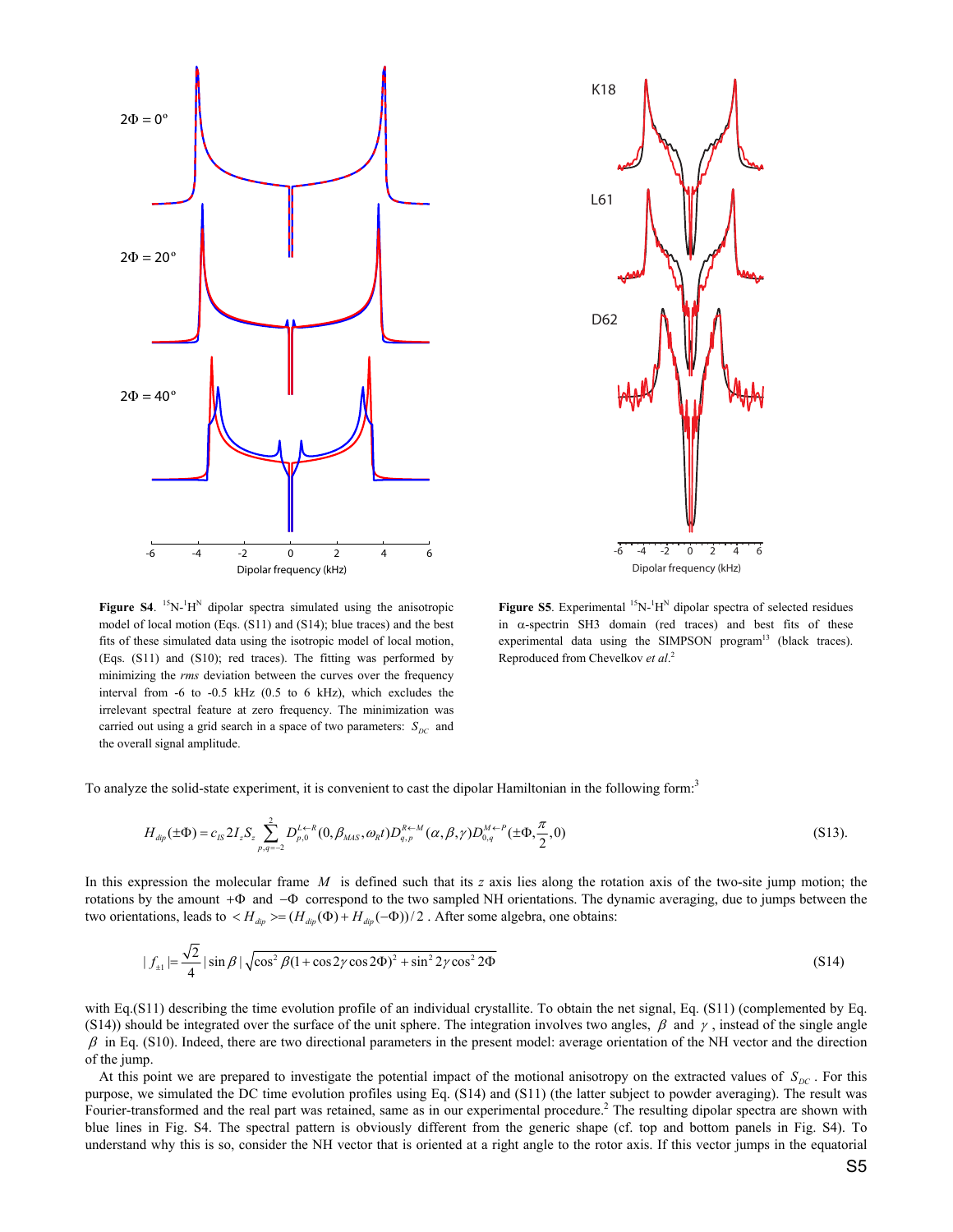**Figure S4**. $^{15}$N-$^{1}$H$^{N}$ dipolar spectra simulated using the anisotropic model of local motion (Eqs. (S11) and (S14); blue traces) and the best fits of these simulated data using the isotropic model of local motion, (Eqs. (S11) and (S10); red traces). The fitting was performed by minimizing the *rms* deviation between the curves over the frequency interval from -6 to -0.5 kHz (0.5 to 6 kHz), which excludes the irrelevant spectral feature at zero frequency. The minimization was carried out using a grid search in a space of two parameters: $S_{DC}$ and the overall signal amplitude.

**Figure S5**. Experimental $^{15}$N-$^{1}$H$^{N}$ dipolar spectra of selected residues in α-spectrin SH3 domain (red traces) and best fits of these experimental data using the SIMPSON program[13] (black traces). Reproduced from Chevelkov *et al*.[2]

To analyze the solid-state experiment, it is convenient to cast the dipolar Hamiltonian in the following form:[3]

$$H_{dip}(\pm\Phi) = c_{IS} 2I_z S_z \sum_{p,q=-2}^{2} D_{p,0}^{L\leftarrow R}(0,\beta_{MAS},\omega_R t) D_{q,p}^{R\leftarrow M}(\alpha,\beta,\gamma) D_{0,q}^{M\leftarrow P}(\pm\Phi,\frac{\pi}{2},0) \tag{S13}$$

In this expression the molecular frame $M$ is defined such that its $z$ axis lies along the rotation axis of the two-site jump motion; the rotations by the amount $+\Phi$ and $-\Phi$ correspond to the two sampled NH orientations. The dynamic averaging, due to jumps between the two orientations, leads to $<H_{dip}> = (H_{dip}(\Phi) + H_{dip}(-\Phi))/2$ . After some algebra, one obtains:

$$|f_{\pm 1}| = \frac{\sqrt{2}}{4} |\sin\beta| \sqrt{\cos^2\beta(1+\cos 2\gamma\cos 2\Phi)^2 + \sin^2 2\gamma \cos^2 2\Phi} \tag{S14}$$

with Eq.(S11) describing the time evolution profile of an individual crystallite. To obtain the net signal, Eq. (S11) (complemented by Eq. (S14)) should be integrated over the surface of the unit sphere. The integration involves two angles, $\beta$ and $\gamma$ , instead of the single angle $\beta$ in Eq. (S10). Indeed, there are two directional parameters in the present model: average orientation of the NH vector and the direction of the jump.

At this point we are prepared to investigate the potential impact of the motional anisotropy on the extracted values of $S_{DC}$ . For this purpose, we simulated the DC time evolution profiles using Eq. (S14) and (S11) (the latter subject to powder averaging). The result was Fourier-transformed and the real part was retained, same as in our experimental procedure.[2] The resulting dipolar spectra are shown with blue lines in Fig. S4. The spectral pattern is obviously different from the generic shape (cf. top and bottom panels in Fig. S4). To understand why this is so, consider the NH vector that is oriented at a right angle to the rotor axis. If this vector jumps in the equatorial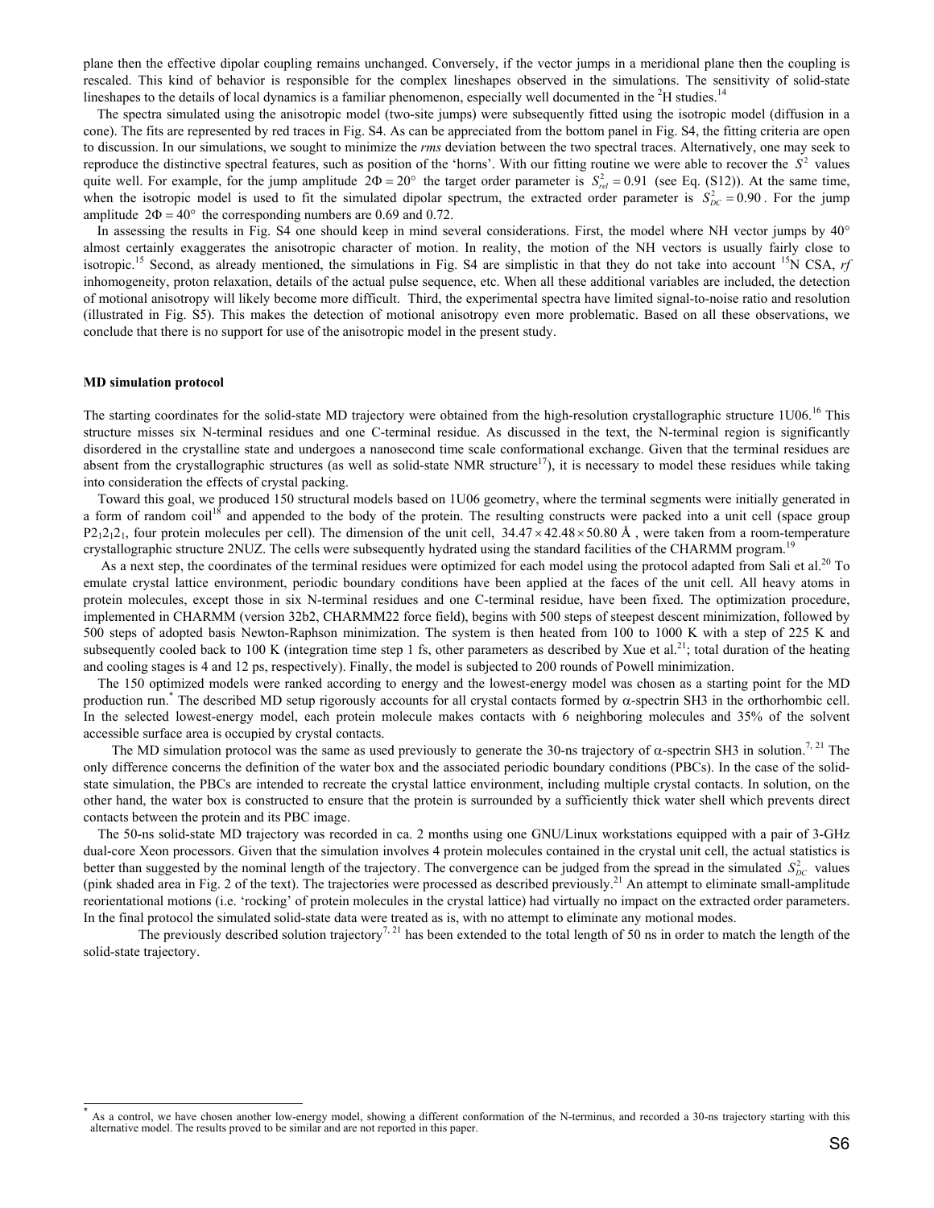plane then the effective dipolar coupling remains unchanged. Conversely, if the vector jumps in a meridional plane then the coupling is rescaled. This kind of behavior is responsible for the complex lineshapes observed in the simulations. The sensitivity of solid-state lineshapes to the details of local dynamics is a familiar phenomenon, especially well documented in the $^2$H studies.[14]

The spectra simulated using the anisotropic model (two-site jumps) were subsequently fitted using the isotropic model (diffusion in a cone). The fits are represented by red traces in Fig. S4. As can be appreciated from the bottom panel in Fig. S4, the fitting criteria are open to discussion. In our simulations, we sought to minimize the *rms* deviation between the two spectral traces. Alternatively, one may seek to reproduce the distinctive spectral features, such as position of the 'horns'. With our fitting routine we were able to recover the $S^2$ values quite well. For example, for the jump amplitude $2\Phi = 20°$ the target order parameter is $S^2_{rel} = 0.91$ (see Eq. (S12)). At the same time, when the isotropic model is used to fit the simulated dipolar spectrum, the extracted order parameter is $S^2_{DC} = 0.90$. For the jump amplitude $2\Phi = 40°$ the corresponding numbers are 0.69 and 0.72.

In assessing the results in Fig. S4 one should keep in mind several considerations. First, the model where NH vector jumps by 40° almost certainly exaggerates the anisotropic character of motion. In reality, the motion of the NH vectors is usually fairly close to isotropic.[15] Second, as already mentioned, the simulations in Fig. S4 are simplistic in that they do not take into account $^{15}$N CSA, *rf* inhomogeneity, proton relaxation, details of the actual pulse sequence, etc. When all these additional variables are included, the detection of motional anisotropy will likely become more difficult. Third, the experimental spectra have limited signal-to-noise ratio and resolution (illustrated in Fig. S5). This makes the detection of motional anisotropy even more problematic. Based on all these observations, we conclude that there is no support for use of the anisotropic model in the present study.

**MD simulation protocol**

The starting coordinates for the solid-state MD trajectory were obtained from the high-resolution crystallographic structure 1U06.[16] This structure misses six N-terminal residues and one C-terminal residue. As discussed in the text, the N-terminal region is significantly disordered in the crystalline state and undergoes a nanosecond time scale conformational exchange. Given that the terminal residues are absent from the crystallographic structures (as well as solid-state NMR structure[17]), it is necessary to model these residues while taking into consideration the effects of crystal packing.

Toward this goal, we produced 150 structural models based on 1U06 geometry, where the terminal segments were initially generated in a form of random coil[18] and appended to the body of the protein. The resulting constructs were packed into a unit cell (space group $P2_12_12_1$, four protein molecules per cell). The dimension of the unit cell, $34.47 \times 42.48 \times 50.80$ Å, were taken from a room-temperature crystallographic structure 2NUZ. The cells were subsequently hydrated using the standard facilities of the CHARMM program.[19]

As a next step, the coordinates of the terminal residues were optimized for each model using the protocol adapted from Sali et al.[20] To emulate crystal lattice environment, periodic boundary conditions have been applied at the faces of the unit cell. All heavy atoms in protein molecules, except those in six N-terminal residues and one C-terminal residue, have been fixed. The optimization procedure, implemented in CHARMM (version 32b2, CHARMM22 force field), begins with 500 steps of steepest descent minimization, followed by 500 steps of adopted basis Newton-Raphson minimization. The system is then heated from 100 to 1000 K with a step of 225 K and subsequently cooled back to 100 K (integration time step 1 fs, other parameters as described by Xue et al.[21]; total duration of the heating and cooling stages is 4 and 12 ps, respectively). Finally, the model is subjected to 200 rounds of Powell minimization.

The 150 optimized models were ranked according to energy and the lowest-energy model was chosen as a starting point for the MD production run.* The described MD setup rigorously accounts for all crystal contacts formed by α-spectrin SH3 in the orthorhombic cell. In the selected lowest-energy model, each protein molecule makes contacts with 6 neighboring molecules and 35% of the solvent accessible surface area is occupied by crystal contacts.

The MD simulation protocol was the same as used previously to generate the 30-ns trajectory of α-spectrin SH3 in solution.[7, 21] The only difference concerns the definition of the water box and the associated periodic boundary conditions (PBCs). In the case of the solid-state simulation, the PBCs are intended to recreate the crystal lattice environment, including multiple crystal contacts. In solution, on the other hand, the water box is constructed to ensure that the protein is surrounded by a sufficiently thick water shell which prevents direct contacts between the protein and its PBC image.

The 50-ns solid-state MD trajectory was recorded in ca. 2 months using one GNU/Linux workstations equipped with a pair of 3-GHz dual-core Xeon processors. Given that the simulation involves 4 protein molecules contained in the crystal unit cell, the actual statistics is better than suggested by the nominal length of the trajectory. The convergence can be judged from the spread in the simulated $S^2_{DC}$ values (pink shaded area in Fig. 2 of the text). The trajectories were processed as described previously.[21] An attempt to eliminate small-amplitude reorientational motions (i.e. 'rocking' of protein molecules in the crystal lattice) had virtually no impact on the extracted order parameters. In the final protocol the simulated solid-state data were treated as is, with no attempt to eliminate any motional modes.

The previously described solution trajectory[7, 21] has been extended to the total length of 50 ns in order to match the length of the solid-state trajectory.

---

* As a control, we have chosen another low-energy model, showing a different conformation of the N-terminus, and recorded a 30-ns trajectory starting with this alternative model. The results proved to be similar and are not reported in this paper.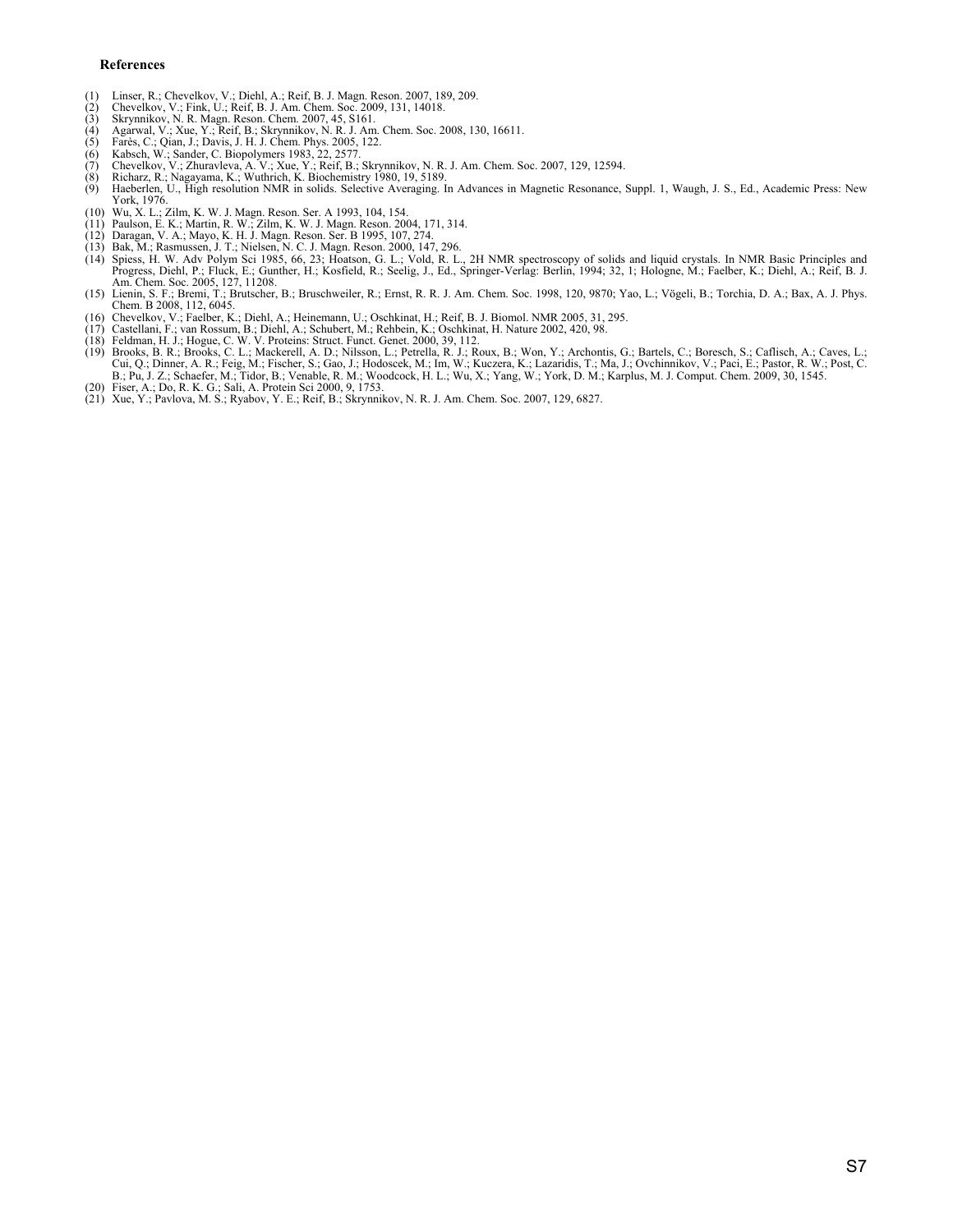### References

(1) Linser, R.; Chevelkov, V.; Diehl, A.; Reif, B. J. Magn. Reson. 2007, 189, 209.
(2) Chevelkov, V.; Fink, U.; Reif, B. J. Am. Chem. Soc. 2009, 131, 14018.
(3) Skrynnikov, N. R. Magn. Reson. Chem. 2007, 45, S161.
(4) Agarwal, V.; Xue, Y.; Reif, B.; Skrynnikov, N. R. J. Am. Chem. Soc. 2008, 130, 16611.
(5) Farès, C.; Qian, J.; Davis, J. H. J. Chem. Phys. 2005, 122.
(6) Kabsch, W.; Sander, C. Biopolymers 1983, 22, 2577.
(7) Chevelkov, V.; Zhuravleva, A. V.; Xue, Y.; Reif, B.; Skrynnikov, N. R. J. Am. Chem. Soc. 2007, 129, 12594.
(8) Richarz, R.; Nagayama, K.; Wuthrich, K. Biochemistry 1980, 19, 5189.
(9) Haeberlen, U., High resolution NMR in solids. Selective Averaging. In Advances in Magnetic Resonance, Suppl. 1, Waugh, J. S., Ed., Academic Press: New York, 1976.
(10) Wu, X. L.; Zilm, K. W. J. Magn. Reson. Ser. A 1993, 104, 154.
(11) Paulson, E. K.; Martin, R. W.; Zilm, K. W. J. Magn. Reson. 2004, 171, 314.
(12) Daragan, V. A.; Mayo, K. H. J. Magn. Reson. Ser. B 1995, 107, 274.
(13) Bak, M.; Rasmussen, J. T.; Nielsen, N. C. J. Magn. Reson. 2000, 147, 296.
(14) Spiess, H. W. Adv Polym Sci 1985, 66, 23; Hoatson, G. L.; Vold, R. L., 2H NMR spectroscopy of solids and liquid crystals. In NMR Basic Principles and Progress, Diehl, P.; Fluck, E.; Gunther, H.; Kosfield, R.; Seelig, J., Ed., Springer-Verlag: Berlin, 1994; 32, 1; Hologne, M.; Faelber, K.; Diehl, A.; Reif, B. J. Am. Chem. Soc. 2005, 127, 11208.
(15) Lienin, S. F.; Bremi, T.; Brutscher, B.; Bruschweiler, R.; Ernst, R. R. J. Am. Chem. Soc. 1998, 120, 9870; Yao, L.; Vögeli, B.; Torchia, D. A.; Bax, A. J. Phys. Chem. B 2008, 112, 6045.
(16) Chevelkov, V.; Faelber, K.; Diehl, A.; Heinemann, U.; Oschkinat, H.; Reif, B. J. Biomol. NMR 2005, 31, 295.
(17) Castellani, F.; van Rossum, B.; Diehl, A.; Schubert, M.; Rehbein, K.; Oschkinat, H. Nature 2002, 420, 98.
(18) Feldman, H. J.; Hogue, C. W. V. Proteins: Struct. Funct. Genet. 2000, 39, 112.
(19) Brooks, B. R.; Brooks, C. L.; Mackerell, A. D.; Nilsson, L.; Petrella, R. J.; Roux, B.; Won, Y.; Archontis, G.; Bartels, C.; Boresch, S.; Caflisch, A.; Caves, L.; Cui, Q.; Dinner, A. R.; Feig, M.; Fischer, S.; Gao, J.; Hodoscek, M.; Im, W.; Kuczera, K.; Lazaridis, T.; Ma, J.; Ovchinnikov, V.; Paci, E.; Pastor, R. W.; Post, C. B.; Pu, J. Z.; Schaefer, M.; Tidor, B.; Venable, R. M.; Woodcock, H. L.; Wu, X.; Yang, W.; York, D. M.; Karplus, M. J. Comput. Chem. 2009, 30, 1545.
(20) Fiser, A.; Do, R. K. G.; Sali, A. Protein Sci 2000, 9, 1753.
(21) Xue, Y.; Pavlova, M. S.; Ryabov, Y. E.; Reif, B.; Skrynnikov, N. R. J. Am. Chem. Soc. 2007, 129, 6827.